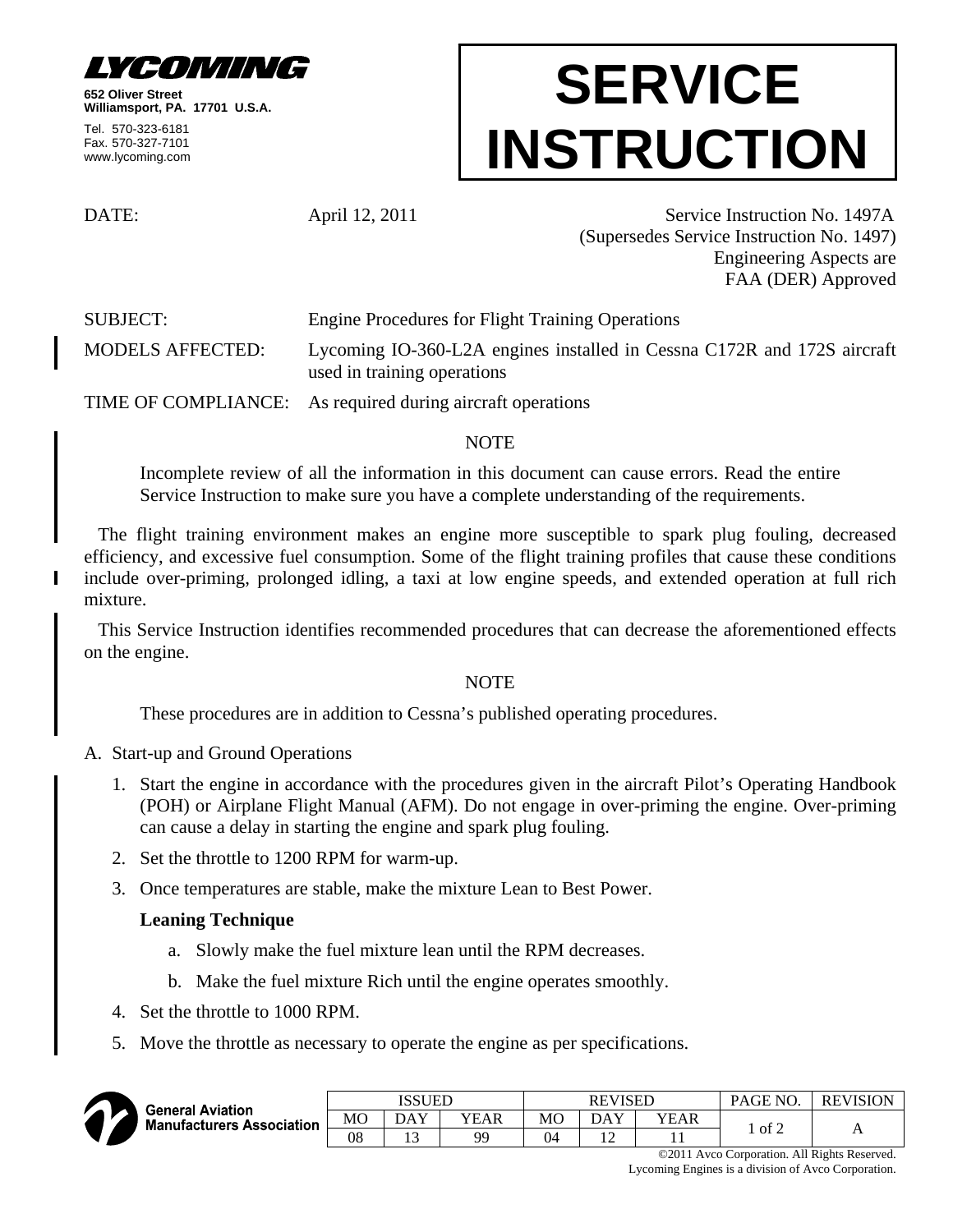**LYCOMING**

652 Oliver Street
Williamsport, PA. 17701 U.S.A.

Tel. 570-323-6181
Fax. 570-327-7101
www.lycoming.com

# SERVICE INSTRUCTION

DATE: April 12, 2011

Service Instruction No. 1497A
(Supersedes Service Instruction No. 1497)
Engineering Aspects are
FAA (DER) Approved

SUBJECT: Engine Procedures for Flight Training Operations

MODELS AFFECTED: Lycoming IO-360-L2A engines installed in Cessna C172R and 172S aircraft used in training operations

TIME OF COMPLIANCE: As required during aircraft operations

NOTE

Incomplete review of all the information in this document can cause errors. Read the entire Service Instruction to make sure you have a complete understanding of the requirements.

The flight training environment makes an engine more susceptible to spark plug fouling, decreased efficiency, and excessive fuel consumption. Some of the flight training profiles that cause these conditions include over-priming, prolonged idling, a taxi at low engine speeds, and extended operation at full rich mixture.

This Service Instruction identifies recommended procedures that can decrease the aforementioned effects on the engine.

NOTE

These procedures are in addition to Cessna's published operating procedures.

A. Start-up and Ground Operations

1. Start the engine in accordance with the procedures given in the aircraft Pilot's Operating Handbook (POH) or Airplane Flight Manual (AFM). Do not engage in over-priming the engine. Over-priming can cause a delay in starting the engine and spark plug fouling.
2. Set the throttle to 1200 RPM for warm-up.
3. Once temperatures are stable, make the mixture Lean to Best Power.

   **Leaning Technique**

   a. Slowly make the fuel mixture lean until the RPM decreases.

   b. Make the fuel mixture Rich until the engine operates smoothly.
4. Set the throttle to 1000 RPM.
5. Move the throttle as necessary to operate the engine as per specifications.

General Aviation Manufacturers Association

| ISSUED | | | REVISED | | | PAGE NO. | REVISION |
|---|---|---|---|---|---|---|---|
| MO | DAY | YEAR | MO | DAY | YEAR | 1 of 2 | A |
| 08 | 13 | 99 | 04 | 12 | 11 | | |

©2011 Avco Corporation. All Rights Reserved.
Lycoming Engines is a division of Avco Corporation.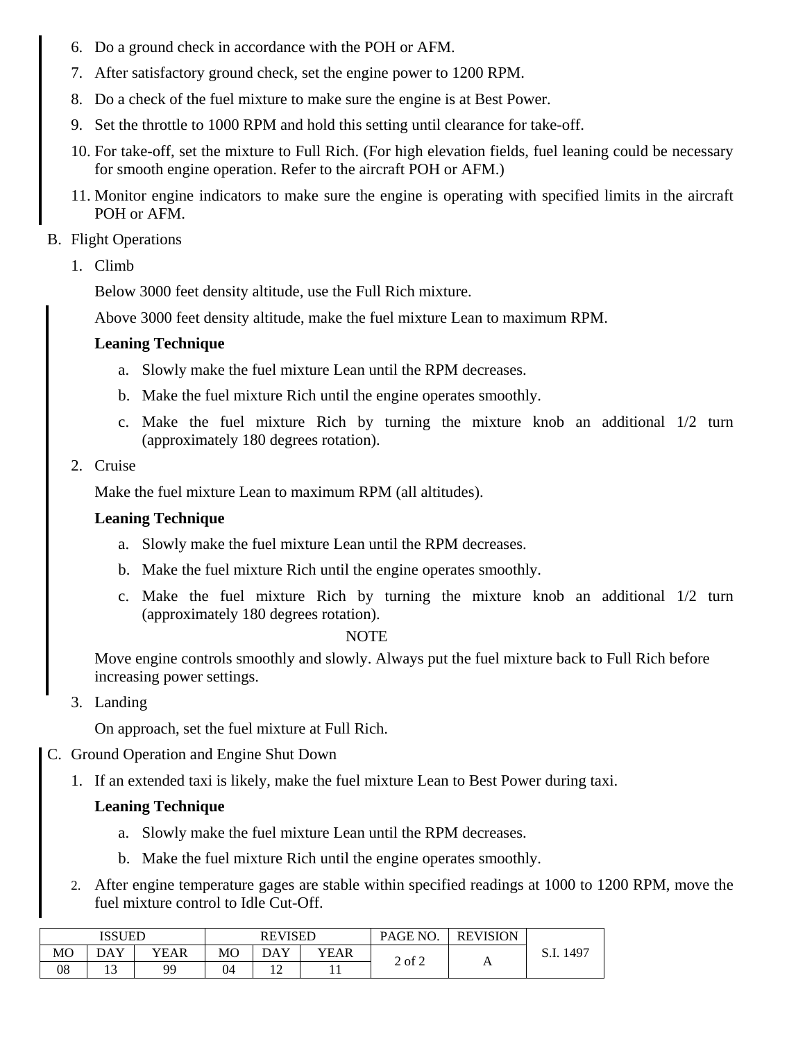6. Do a ground check in accordance with the POH or AFM.
7. After satisfactory ground check, set the engine power to 1200 RPM.
8. Do a check of the fuel mixture to make sure the engine is at Best Power.
9. Set the throttle to 1000 RPM and hold this setting until clearance for take-off.
10. For take-off, set the mixture to Full Rich. (For high elevation fields, fuel leaning could be necessary for smooth engine operation. Refer to the aircraft POH or AFM.)
11. Monitor engine indicators to make sure the engine is operating with specified limits in the aircraft POH or AFM.

B. Flight Operations

1. Climb

   Below 3000 feet density altitude, use the Full Rich mixture.

   Above 3000 feet density altitude, make the fuel mixture Lean to maximum RPM.

   **Leaning Technique**

   a. Slowly make the fuel mixture Lean until the RPM decreases.

   b. Make the fuel mixture Rich until the engine operates smoothly.

   c. Make the fuel mixture Rich by turning the mixture knob an additional 1/2 turn (approximately 180 degrees rotation).

2. Cruise

   Make the fuel mixture Lean to maximum RPM (all altitudes).

   **Leaning Technique**

   a. Slowly make the fuel mixture Lean until the RPM decreases.

   b. Make the fuel mixture Rich until the engine operates smoothly.

   c. Make the fuel mixture Rich by turning the mixture knob an additional 1/2 turn (approximately 180 degrees rotation).

   NOTE

   Move engine controls smoothly and slowly. Always put the fuel mixture back to Full Rich before increasing power settings.

3. Landing

   On approach, set the fuel mixture at Full Rich.

C. Ground Operation and Engine Shut Down

1. If an extended taxi is likely, make the fuel mixture Lean to Best Power during taxi.

   **Leaning Technique**

   a. Slowly make the fuel mixture Lean until the RPM decreases.

   b. Make the fuel mixture Rich until the engine operates smoothly.

2. After engine temperature gages are stable within specified readings at 1000 to 1200 RPM, move the fuel mixture control to Idle Cut-Off.